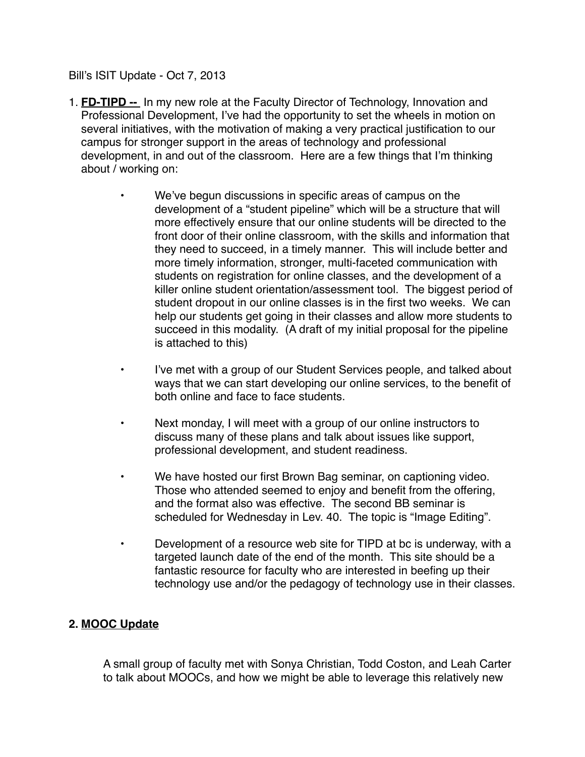Bill's ISIT Update - Oct 7, 2013

1. **FD-TIPD --** In my new role at the Faculty Director of Technology, Innovation and Professional Development, I've had the opportunity to set the wheels in motion on several initiatives, with the motivation of making a very practical justification to our campus for stronger support in the areas of technology and professional development, in and out of the classroom. Here are a few things that I'm thinking about / working on:

    - We've begun discussions in specific areas of campus on the development of a "student pipeline" which will be a structure that will more effectively ensure that our online students will be directed to the front door of their online classroom, with the skills and information that they need to succeed, in a timely manner. This will include better and more timely information, stronger, multi-faceted communication with students on registration for online classes, and the development of a killer online student orientation/assessment tool. The biggest period of student dropout in our online classes is in the first two weeks. We can help our students get going in their classes and allow more students to succeed in this modality. (A draft of my initial proposal for the pipeline is attached to this)

    - I've met with a group of our Student Services people, and talked about ways that we can start developing our online services, to the benefit of both online and face to face students.

    - Next monday, I will meet with a group of our online instructors to discuss many of these plans and talk about issues like support, professional development, and student readiness.

    - We have hosted our first Brown Bag seminar, on captioning video. Those who attended seemed to enjoy and benefit from the offering, and the format also was effective. The second BB seminar is scheduled for Wednesday in Lev. 40. The topic is "Image Editing".

    - Development of a resource web site for TIPD at bc is underway, with a targeted launch date of the end of the month. This site should be a fantastic resource for faculty who are interested in beefing up their technology use and/or the pedagogy of technology use in their classes.

**2. MOOC Update**

A small group of faculty met with Sonya Christian, Todd Coston, and Leah Carter to talk about MOOCs, and how we might be able to leverage this relatively new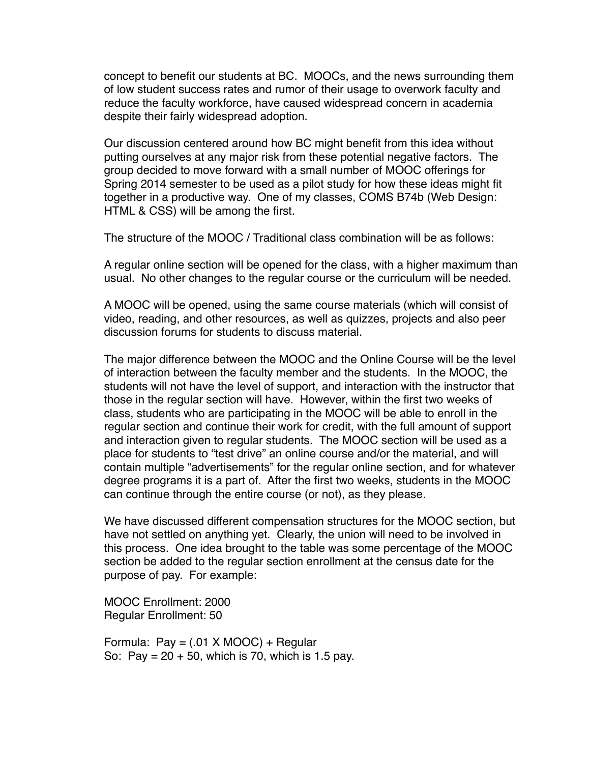concept to benefit our students at BC. MOOCs, and the news surrounding them of low student success rates and rumor of their usage to overwork faculty and reduce the faculty workforce, have caused widespread concern in academia despite their fairly widespread adoption.

Our discussion centered around how BC might benefit from this idea without putting ourselves at any major risk from these potential negative factors. The group decided to move forward with a small number of MOOC offerings for Spring 2014 semester to be used as a pilot study for how these ideas might fit together in a productive way. One of my classes, COMS B74b (Web Design: HTML & CSS) will be among the first.

The structure of the MOOC / Traditional class combination will be as follows:

A regular online section will be opened for the class, with a higher maximum than usual. No other changes to the regular course or the curriculum will be needed.

A MOOC will be opened, using the same course materials (which will consist of video, reading, and other resources, as well as quizzes, projects and also peer discussion forums for students to discuss material.

The major difference between the MOOC and the Online Course will be the level of interaction between the faculty member and the students. In the MOOC, the students will not have the level of support, and interaction with the instructor that those in the regular section will have. However, within the first two weeks of class, students who are participating in the MOOC will be able to enroll in the regular section and continue their work for credit, with the full amount of support and interaction given to regular students. The MOOC section will be used as a place for students to "test drive" an online course and/or the material, and will contain multiple "advertisements" for the regular online section, and for whatever degree programs it is a part of. After the first two weeks, students in the MOOC can continue through the entire course (or not), as they please.

We have discussed different compensation structures for the MOOC section, but have not settled on anything yet. Clearly, the union will need to be involved in this process. One idea brought to the table was some percentage of the MOOC section be added to the regular section enrollment at the census date for the purpose of pay. For example:

MOOC Enrollment: 2000
Regular Enrollment: 50

Formula: Pay = (.01 X MOOC) + Regular
So: Pay = 20 + 50, which is 70, which is 1.5 pay.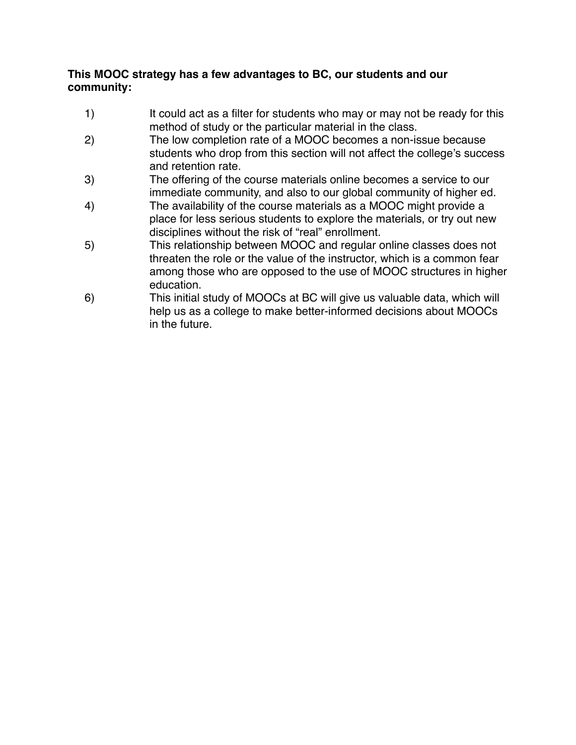**This MOOC strategy has a few advantages to BC, our students and our community:**

1) It could act as a filter for students who may or may not be ready for this method of study or the particular material in the class.
2) The low completion rate of a MOOC becomes a non-issue because students who drop from this section will not affect the college's success and retention rate.
3) The offering of the course materials online becomes a service to our immediate community, and also to our global community of higher ed.
4) The availability of the course materials as a MOOC might provide a place for less serious students to explore the materials, or try out new disciplines without the risk of "real" enrollment.
5) This relationship between MOOC and regular online classes does not threaten the role or the value of the instructor, which is a common fear among those who are opposed to the use of MOOC structures in higher education.
6) This initial study of MOOCs at BC will give us valuable data, which will help us as a college to make better-informed decisions about MOOCs in the future.